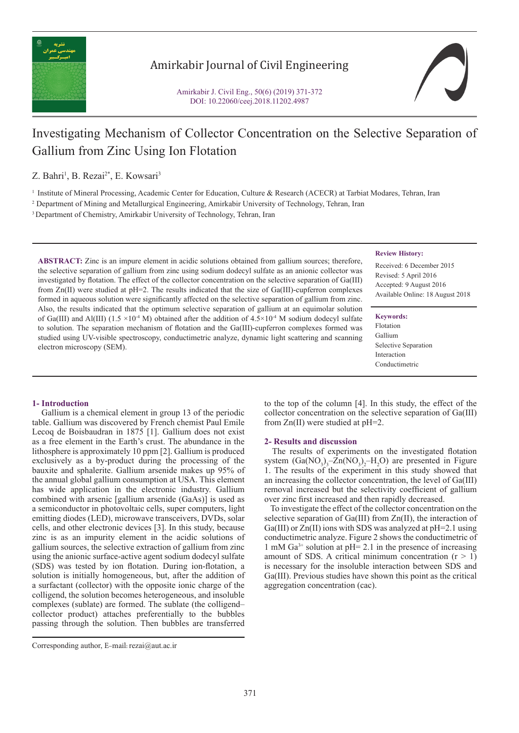# Investigating Mechanism of Collector Concentration on the Selective Separation of Gallium from Zinc Using Ion Flotation

Z. Bahri[1], B. Rezai[2*], E. Kowsari[3]

[1] Institute of Mineral Processing, Academic Center for Education, Culture & Research (ACECR) at Tarbiat Modares, Tehran, Iran

[2] Department of Mining and Metallurgical Engineering, Amirkabir University of Technology, Tehran, Iran

[3] Department of Chemistry, Amirkabir University of Technology, Tehran, Iran

**ABSTRACT:** Zinc is an impure element in acidic solutions obtained from gallium sources; therefore, the selective separation of gallium from zinc using sodium dodecyl sulfate as an anionic collector was investigated by flotation. The effect of the collector concentration on the selective separation of Ga(III) from Zn(II) were studied at pH=2. The results indicated that the size of Ga(III)-cupferron complexes formed in aqueous solution were significantly affected on the selective separation of gallium from zinc. Also, the results indicated that the optimum selective separation of gallium at an equimolar solution of Ga(III) and Al(III) ($1.5 \times 10^{-4}$ M) obtained after the addition of $4.5 \times 10^{-4}$ M sodium dodecyl sulfate to solution. The separation mechanism of flotation and the Ga(III)-cupferron complexes formed was studied using UV-visible spectroscopy, conductimetric analyze, dynamic light scattering and scanning electron microscopy (SEM).

**Review History:**

Received: 6 December 2015
Revised: 5 April 2016
Accepted: 9 August 2016
Available Online: 18 August 2018

**Keywords:**

Flotation
Gallium
Selective Separation
Interaction
Conductimetric

## 1- Introduction

Gallium is a chemical element in group 13 of the periodic table. Gallium was discovered by French chemist Paul Emile Lecoq de Boisbaudran in 1875 [1]. Gallium does not exist as a free element in the Earth's crust. The abundance in the lithosphere is approximately 10 ppm [2]. Gallium is produced exclusively as a by-product during the processing of the bauxite and sphalerite. Gallium arsenide makes up 95% of the annual global gallium consumption at USA. This element has wide application in the electronic industry. Gallium combined with arsenic [gallium arsenide (GaAs)] is used as a semiconductor in photovoltaic cells, super computers, light emitting diodes (LED), microwave transceivers, DVDs, solar cells, and other electronic devices [3]. In this study, because zinc is as an impurity element in the acidic solutions of gallium sources, the selective extraction of gallium from zinc using the anionic surface-active agent sodium dodecyl sulfate (SDS) was tested by ion flotation. During ion-flotation, a solution is initially homogeneous, but, after the addition of a surfactant (collector) with the opposite ionic charge of the colligend, the solution becomes heterogeneous, and insoluble complexes (sublate) are formed. The sublate (the colligend–collector product) attaches preferentially to the bubbles passing through the solution. Then bubbles are transferred to the top of the column [4]. In this study, the effect of the collector concentration on the selective separation of Ga(III) from Zn(II) were studied at pH=2.

## 2- Results and discussion

The results of experiments on the investigated flotation system ($Ga(NO_3)_3$–$Zn(NO_3)_2$–$H_2O$) are presented in Figure 1. The results of the experiment in this study showed that an increasing the collector concentration, the level of Ga(III) removal increased but the selectivity coefficient of gallium over zinc first increased and then rapidly decreased.

To investigate the effect of the collector concentration on the selective separation of Ga(III) from Zn(II), the interaction of Ga(III) or Zn(II) ions with SDS was analyzed at pH=2.1 using conductimetric analyze. Figure 2 shows the conductimetric of 1 mM $Ga^{3+}$ solution at pH= 2.1 in the presence of increasing amount of SDS. A critical minimum concentration ($r > 1$) is necessary for the insoluble interaction between SDS and Ga(III). Previous studies have shown this point as the critical aggregation concentration (cac).

Corresponding author, E-mail: rezai@aut.ac.ir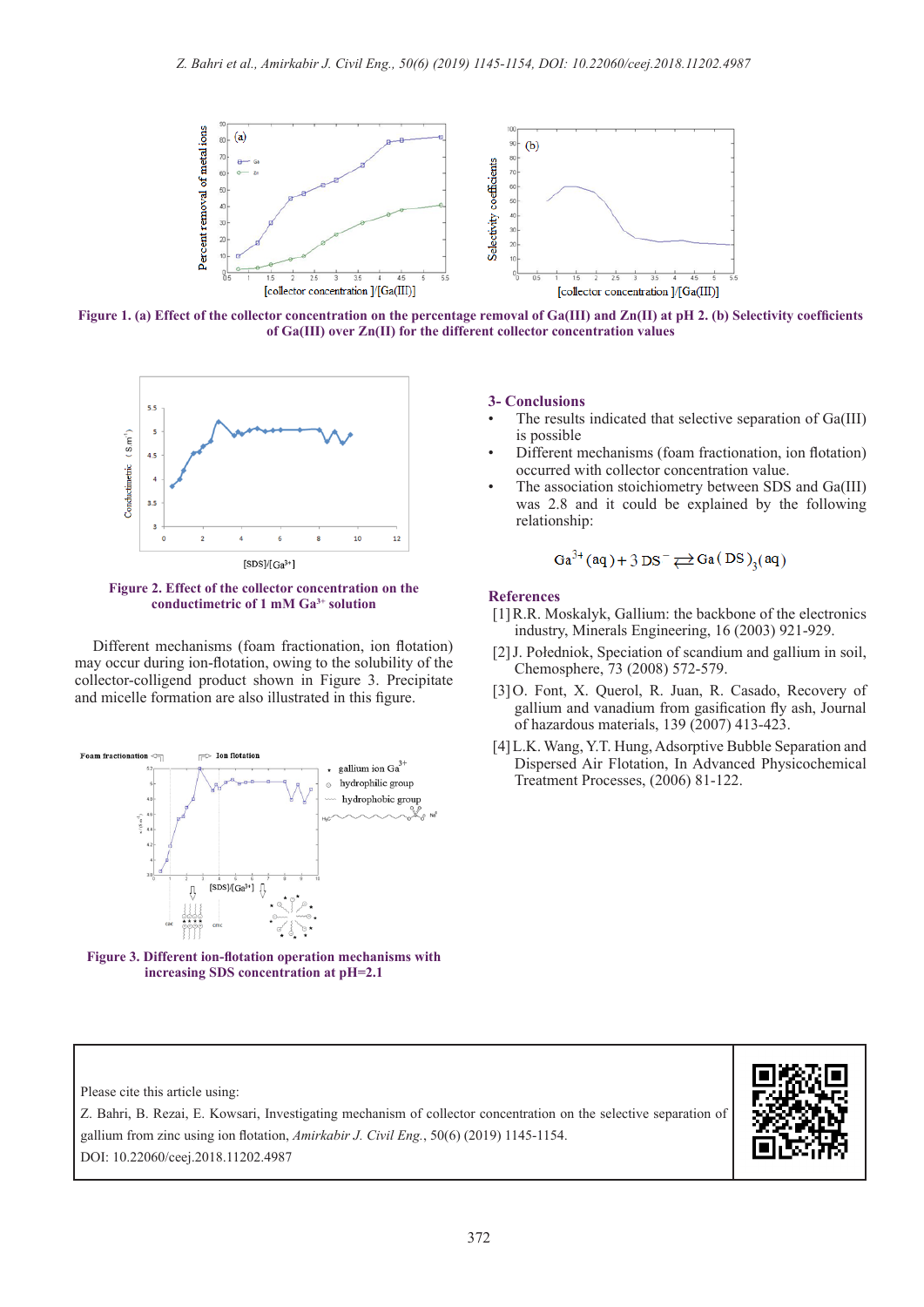Percent removal of metal ions

(a)

Ga

Zn

[collector concentration ]/[Ga(III)]

Selectivity coefficients

(b)

[collector concentration ]/[Ga(III)]

**Figure 1. (a) Effect of the collector concentration on the percentage removal of Ga(III) and Zn(II) at pH 2. (b) Selectivity coefficients of Ga(III) over Zn(II) for the different collector concentration values**

Conductimetric ( S.m$^{-1}$)

[SDS]/[Ga$^{3+}$]

**Figure 2. Effect of the collector concentration on the conductimetric of 1 mM Ga$^{3+}$ solution**

Different mechanisms (foam fractionation, ion flotation) may occur during ion-flotation, owing to the solubility of the collector-colligend product shown in Figure 3. Precipitate and micelle formation are also illustrated in this figure.

Foam fractionation

Ion flotation

gallium ion Ga$^{3+}$

hydrophilic group

hydrophobic group

[SDS]/[Ga$^{3+}$]

cac

cmc

**Figure 3. Different ion-flotation operation mechanisms with increasing SDS concentration at pH=2.1**

## 3- Conclusions

- The results indicated that selective separation of Ga(III) is possible
- Different mechanisms (foam fractionation, ion flotation) occurred with collector concentration value.
- The association stoichiometry between SDS and Ga(III) was 2.8 and it could be explained by the following relationship:

$$Ga^{3+}(aq) + 3\,DS^{-} \rightleftarrows Ga(DS)_3(aq)$$

## References

[1] R.R. Moskalyk, Gallium: the backbone of the electronics industry, Minerals Engineering, 16 (2003) 921-929.

[2] J. Połedniok, Speciation of scandium and gallium in soil, Chemosphere, 73 (2008) 572-579.

[3] O. Font, X. Querol, R. Juan, R. Casado, Recovery of gallium and vanadium from gasification fly ash, Journal of hazardous materials, 139 (2007) 413-423.

[4] L.K. Wang, Y.T. Hung, Adsorptive Bubble Separation and Dispersed Air Flotation, In Advanced Physicochemical Treatment Processes, (2006) 81-122.

Please cite this article using:

Z. Bahri, B. Rezai, E. Kowsari, Investigating mechanism of collector concentration on the selective separation of gallium from zinc using ion flotation, *Amirkabir J. Civil Eng.*, 50(6) (2019) 1145-1154.

DOI: 10.22060/ceej.2018.11202.4987